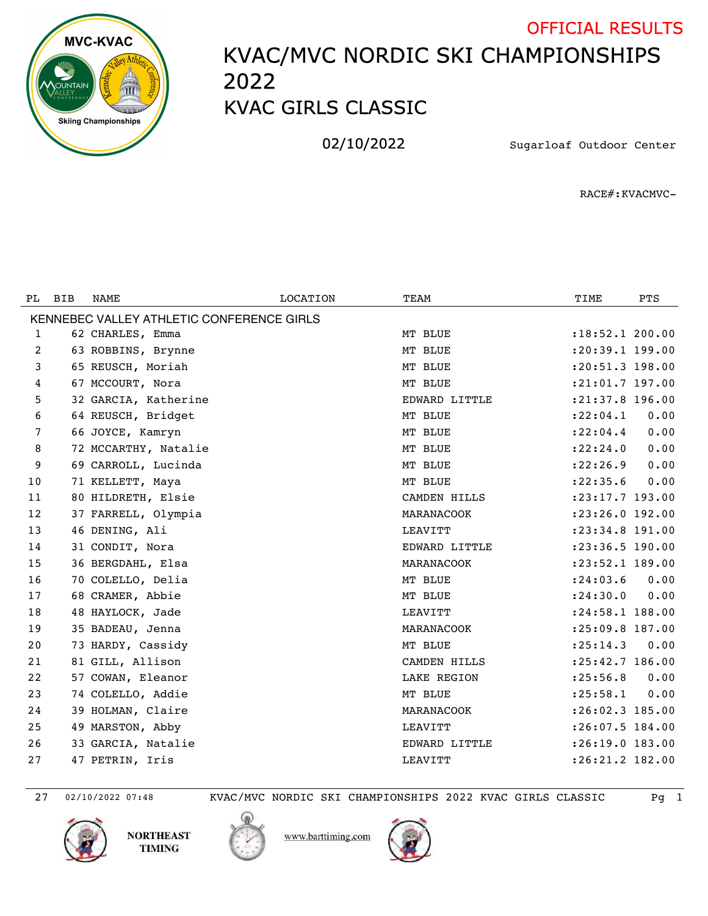OFFICIAL RESULTS

# KVAC/MVC NORDIC SKI CHAMPIONSHIPS 2022

## KVAC GIRLS CLASSIC

02/10/2022 Sugarloaf Outdoor Center

RACE#:KVACMVC-

| PL | BIB | NAME | LOCATION | TEAM | TIME | PTS |
|---|---|---|---|---|---|---|
| KENNEBEC VALLEY ATHLETIC CONFERENCE GIRLS | | | | | | |
| 1 | 62 | CHARLES, Emma | | MT BLUE | :18:52.1 | 200.00 |
| 2 | 63 | ROBBINS, Brynne | | MT BLUE | :20:39.1 | 199.00 |
| 3 | 65 | REUSCH, Moriah | | MT BLUE | :20:51.3 | 198.00 |
| 4 | 67 | MCCOURT, Nora | | MT BLUE | :21:01.7 | 197.00 |
| 5 | 32 | GARCIA, Katherine | | EDWARD LITTLE | :21:37.8 | 196.00 |
| 6 | 64 | REUSCH, Bridget | | MT BLUE | :22:04.1 | 0.00 |
| 7 | 66 | JOYCE, Kamryn | | MT BLUE | :22:04.4 | 0.00 |
| 8 | 72 | MCCARTHY, Natalie | | MT BLUE | :22:24.0 | 0.00 |
| 9 | 69 | CARROLL, Lucinda | | MT BLUE | :22:26.9 | 0.00 |
| 10 | 71 | KELLETT, Maya | | MT BLUE | :22:35.6 | 0.00 |
| 11 | 80 | HILDRETH, Elsie | | CAMDEN HILLS | :23:17.7 | 193.00 |
| 12 | 37 | FARRELL, Olympia | | MARANACOOK | :23:26.0 | 192.00 |
| 13 | 46 | DENING, Ali | | LEAVITT | :23:34.8 | 191.00 |
| 14 | 31 | CONDIT, Nora | | EDWARD LITTLE | :23:36.5 | 190.00 |
| 15 | 36 | BERGDAHL, Elsa | | MARANACOOK | :23:52.1 | 189.00 |
| 16 | 70 | COLELLO, Delia | | MT BLUE | :24:03.6 | 0.00 |
| 17 | 68 | CRAMER, Abbie | | MT BLUE | :24:30.0 | 0.00 |
| 18 | 48 | HAYLOCK, Jade | | LEAVITT | :24:58.1 | 188.00 |
| 19 | 35 | BADEAU, Jenna | | MARANACOOK | :25:09.8 | 187.00 |
| 20 | 73 | HARDY, Cassidy | | MT BLUE | :25:14.3 | 0.00 |
| 21 | 81 | GILL, Allison | | CAMDEN HILLS | :25:42.7 | 186.00 |
| 22 | 57 | COWAN, Eleanor | | LAKE REGION | :25:56.8 | 0.00 |
| 23 | 74 | COLELLO, Addie | | MT BLUE | :25:58.1 | 0.00 |
| 24 | 39 | HOLMAN, Claire | | MARANACOOK | :26:02.3 | 185.00 |
| 25 | 49 | MARSTON, Abby | | LEAVITT | :26:07.5 | 184.00 |
| 26 | 33 | GARCIA, Natalie | | EDWARD LITTLE | :26:19.0 | 183.00 |
| 27 | 47 | PETRIN, Iris | | LEAVITT | :26:21.2 | 182.00 |

NORTHEAST TIMING

www.barttiming.com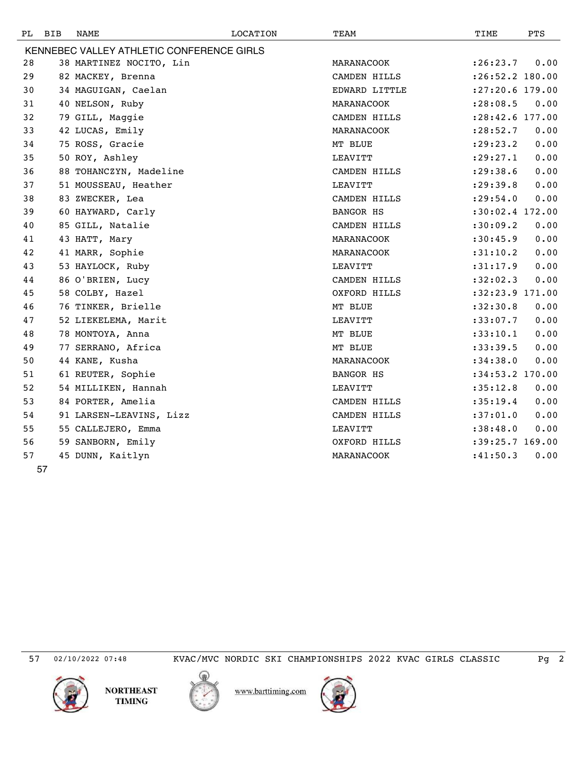| PL | BIB | NAME | LOCATION | TEAM | TIME | PTS |
|---|---|---|---|---|---|---|
| KENNEBEC VALLEY ATHLETIC CONFERENCE GIRLS | | | | | | |
| 28 | 38 | MARTINEZ NOCITO, Lin | | MARANACOOK | :26:23.7 | 0.00 |
| 29 | 82 | MACKEY, Brenna | | CAMDEN HILLS | :26:52.2 | 180.00 |
| 30 | 34 | MAGUIGAN, Caelan | | EDWARD LITTLE | :27:20.6 | 179.00 |
| 31 | 40 | NELSON, Ruby | | MARANACOOK | :28:08.5 | 0.00 |
| 32 | 79 | GILL, Maggie | | CAMDEN HILLS | :28:42.6 | 177.00 |
| 33 | 42 | LUCAS, Emily | | MARANACOOK | :28:52.7 | 0.00 |
| 34 | 75 | ROSS, Gracie | | MT BLUE | :29:23.2 | 0.00 |
| 35 | 50 | ROY, Ashley | | LEAVITT | :29:27.1 | 0.00 |
| 36 | 88 | TOHANCZYN, Madeline | | CAMDEN HILLS | :29:38.6 | 0.00 |
| 37 | 51 | MOUSSEAU, Heather | | LEAVITT | :29:39.8 | 0.00 |
| 38 | 83 | ZWECKER, Lea | | CAMDEN HILLS | :29:54.0 | 0.00 |
| 39 | 60 | HAYWARD, Carly | | BANGOR HS | :30:02.4 | 172.00 |
| 40 | 85 | GILL, Natalie | | CAMDEN HILLS | :30:09.2 | 0.00 |
| 41 | 43 | HATT, Mary | | MARANACOOK | :30:45.9 | 0.00 |
| 42 | 41 | MARR, Sophie | | MARANACOOK | :31:10.2 | 0.00 |
| 43 | 53 | HAYLOCK, Ruby | | LEAVITT | :31:17.9 | 0.00 |
| 44 | 86 | O'BRIEN, Lucy | | CAMDEN HILLS | :32:02.3 | 0.00 |
| 45 | 58 | COLBY, Hazel | | OXFORD HILLS | :32:23.9 | 171.00 |
| 46 | 76 | TINKER, Brielle | | MT BLUE | :32:30.8 | 0.00 |
| 47 | 52 | LIEKELEMA, Marit | | LEAVITT | :33:07.7 | 0.00 |
| 48 | 78 | MONTOYA, Anna | | MT BLUE | :33:10.1 | 0.00 |
| 49 | 77 | SERRANO, Africa | | MT BLUE | :33:39.5 | 0.00 |
| 50 | 44 | KANE, Kusha | | MARANACOOK | :34:38.0 | 0.00 |
| 51 | 61 | REUTER, Sophie | | BANGOR HS | :34:53.2 | 170.00 |
| 52 | 54 | MILLIKEN, Hannah | | LEAVITT | :35:12.8 | 0.00 |
| 53 | 84 | PORTER, Amelia | | CAMDEN HILLS | :35:19.4 | 0.00 |
| 54 | 91 | LARSEN-LEAVINS, Lizz | | CAMDEN HILLS | :37:01.0 | 0.00 |
| 55 | 55 | CALLEJERO, Emma | | LEAVITT | :38:48.0 | 0.00 |
| 56 | 59 | SANBORN, Emily | | OXFORD HILLS | :39:25.7 | 169.00 |
| 57 | 45 | DUNN, Kaitlyn | | MARANACOOK | :41:50.3 | 0.00 |

57

57 02/10/2022 07:48 KVAC/MVC NORDIC SKI CHAMPIONSHIPS 2022 KVAC GIRLS CLASSIC

NORTHEAST TIMING

www.barttiming.com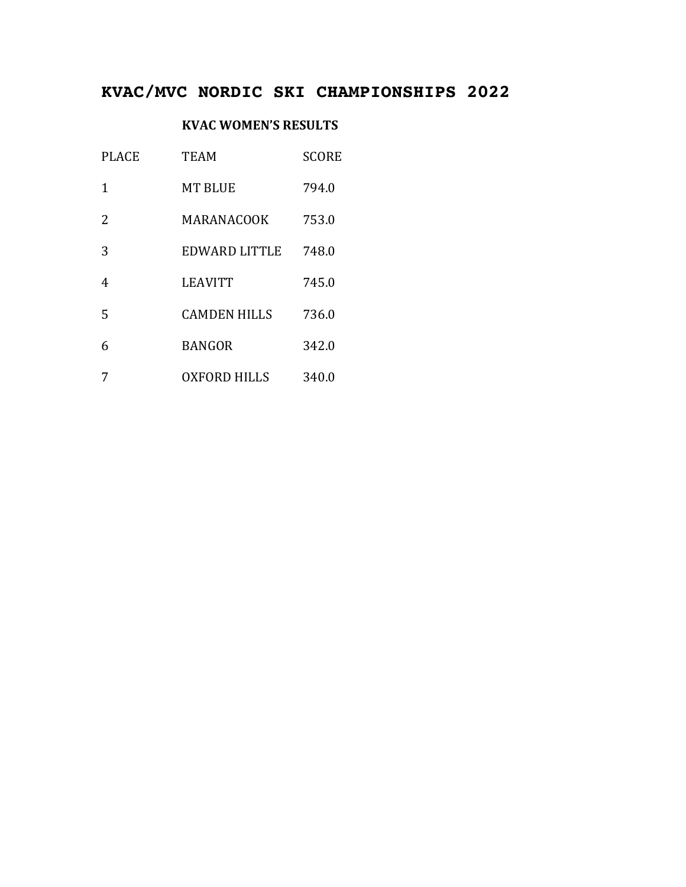# KVAC/MVC NORDIC SKI CHAMPIONSHIPS 2022

## KVAC WOMEN'S RESULTS

| PLACE | TEAM | SCORE |
|---|---|---|
| 1 | MT BLUE | 794.0 |
| 2 | MARANACOOK | 753.0 |
| 3 | EDWARD LITTLE | 748.0 |
| 4 | LEAVITT | 745.0 |
| 5 | CAMDEN HILLS | 736.0 |
| 6 | BANGOR | 342.0 |
| 7 | OXFORD HILLS | 340.0 |